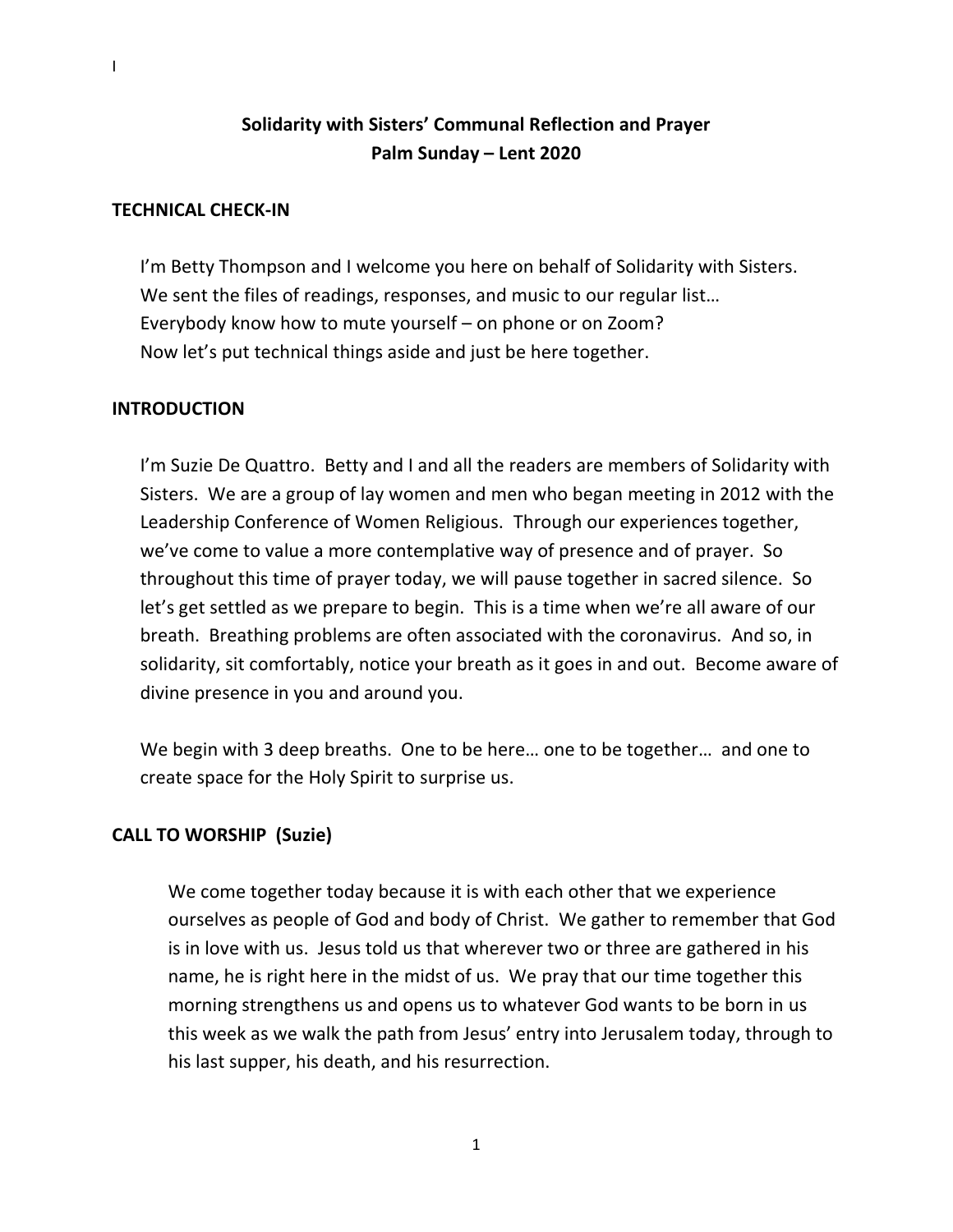I

# Solidarity with Sisters' Communal Reflection and Prayer
# Palm Sunday – Lent 2020

## TECHNICAL CHECK-IN

I'm Betty Thompson and I welcome you here on behalf of Solidarity with Sisters.
We sent the files of readings, responses, and music to our regular list…
Everybody know how to mute yourself – on phone or on Zoom?
Now let's put technical things aside and just be here together.

## INTRODUCTION

I'm Suzie De Quattro. Betty and I and all the readers are members of Solidarity with Sisters. We are a group of lay women and men who began meeting in 2012 with the Leadership Conference of Women Religious. Through our experiences together, we've come to value a more contemplative way of presence and of prayer. So throughout this time of prayer today, we will pause together in sacred silence. So let's get settled as we prepare to begin. This is a time when we're all aware of our breath. Breathing problems are often associated with the coronavirus. And so, in solidarity, sit comfortably, notice your breath as it goes in and out. Become aware of divine presence in you and around you.

We begin with 3 deep breaths. One to be here… one to be together… and one to create space for the Holy Spirit to surprise us.

## CALL TO WORSHIP (Suzie)

We come together today because it is with each other that we experience ourselves as people of God and body of Christ. We gather to remember that God is in love with us. Jesus told us that wherever two or three are gathered in his name, he is right here in the midst of us. We pray that our time together this morning strengthens us and opens us to whatever God wants to be born in us this week as we walk the path from Jesus' entry into Jerusalem today, through to his last supper, his death, and his resurrection.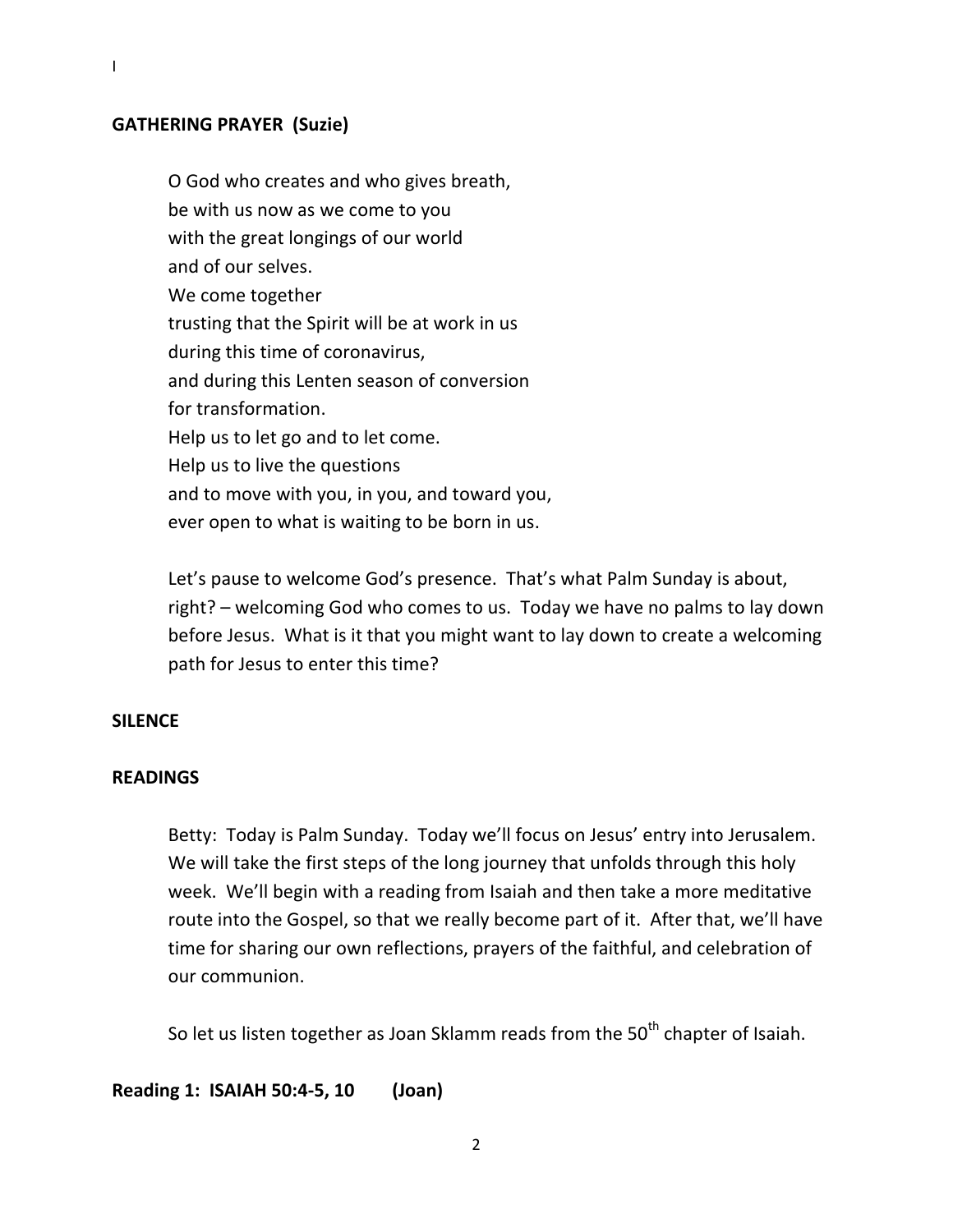I

**GATHERING PRAYER (Suzie)**

O God who creates and who gives breath,
be with us now as we come to you
with the great longings of our world
and of our selves.
We come together
trusting that the Spirit will be at work in us
during this time of coronavirus,
and during this Lenten season of conversion
for transformation.
Help us to let go and to let come.
Help us to live the questions
and to move with you, in you, and toward you,
ever open to what is waiting to be born in us.

Let's pause to welcome God's presence. That's what Palm Sunday is about, right? – welcoming God who comes to us. Today we have no palms to lay down before Jesus. What is it that you might want to lay down to create a welcoming path for Jesus to enter this time?

**SILENCE**

**READINGS**

Betty: Today is Palm Sunday. Today we'll focus on Jesus' entry into Jerusalem. We will take the first steps of the long journey that unfolds through this holy week. We'll begin with a reading from Isaiah and then take a more meditative route into the Gospel, so that we really become part of it. After that, we'll have time for sharing our own reflections, prayers of the faithful, and celebration of our communion.

So let us listen together as Joan Sklamm reads from the 50th chapter of Isaiah.

**Reading 1: ISAIAH 50:4-5, 10 (Joan)**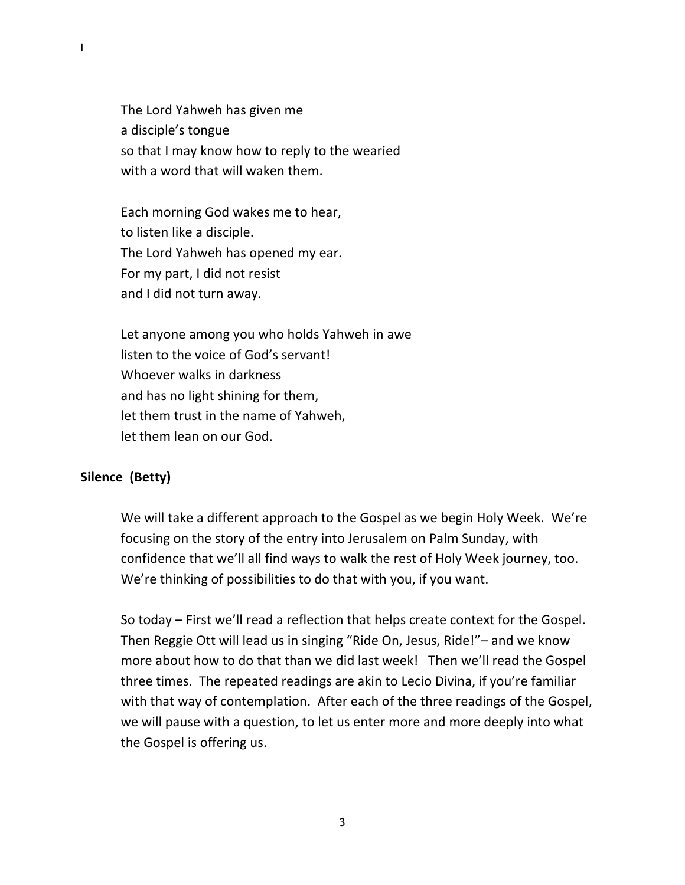The Lord Yahweh has given me  
a disciple's tongue  
so that I may know how to reply to the wearied  
with a word that will waken them.

Each morning God wakes me to hear,  
to listen like a disciple.  
The Lord Yahweh has opened my ear.  
For my part, I did not resist  
and I did not turn away.

Let anyone among you who holds Yahweh in awe  
listen to the voice of God's servant!  
Whoever walks in darkness  
and has no light shining for them,  
let them trust in the name of Yahweh,  
let them lean on our God.

**Silence (Betty)**

We will take a different approach to the Gospel as we begin Holy Week. We're focusing on the story of the entry into Jerusalem on Palm Sunday, with confidence that we'll all find ways to walk the rest of Holy Week journey, too. We're thinking of possibilities to do that with you, if you want.

So today – First we'll read a reflection that helps create context for the Gospel. Then Reggie Ott will lead us in singing "Ride On, Jesus, Ride!"– and we know more about how to do that than we did last week! Then we'll read the Gospel three times. The repeated readings are akin to Lecio Divina, if you're familiar with that way of contemplation. After each of the three readings of the Gospel, we will pause with a question, to let us enter more and more deeply into what the Gospel is offering us.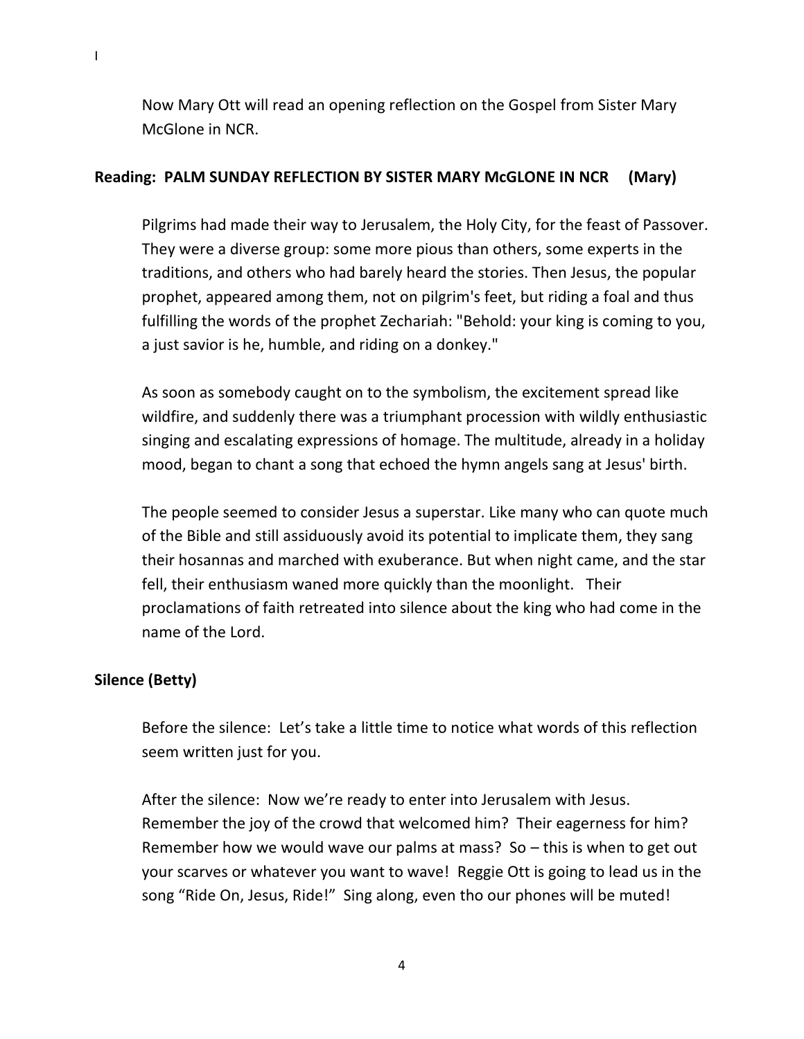I

Now Mary Ott will read an opening reflection on the Gospel from Sister Mary McGlone in NCR.

**Reading: PALM SUNDAY REFLECTION BY SISTER MARY McGLONE IN NCR (Mary)**

Pilgrims had made their way to Jerusalem, the Holy City, for the feast of Passover. They were a diverse group: some more pious than others, some experts in the traditions, and others who had barely heard the stories. Then Jesus, the popular prophet, appeared among them, not on pilgrim's feet, but riding a foal and thus fulfilling the words of the prophet Zechariah: "Behold: your king is coming to you, a just savior is he, humble, and riding on a donkey."

As soon as somebody caught on to the symbolism, the excitement spread like wildfire, and suddenly there was a triumphant procession with wildly enthusiastic singing and escalating expressions of homage. The multitude, already in a holiday mood, began to chant a song that echoed the hymn angels sang at Jesus' birth.

The people seemed to consider Jesus a superstar. Like many who can quote much of the Bible and still assiduously avoid its potential to implicate them, they sang their hosannas and marched with exuberance. But when night came, and the star fell, their enthusiasm waned more quickly than the moonlight. Their proclamations of faith retreated into silence about the king who had come in the name of the Lord.

**Silence (Betty)**

Before the silence: Let's take a little time to notice what words of this reflection seem written just for you.

After the silence: Now we're ready to enter into Jerusalem with Jesus. Remember the joy of the crowd that welcomed him? Their eagerness for him? Remember how we would wave our palms at mass? So – this is when to get out your scarves or whatever you want to wave! Reggie Ott is going to lead us in the song "Ride On, Jesus, Ride!" Sing along, even tho our phones will be muted!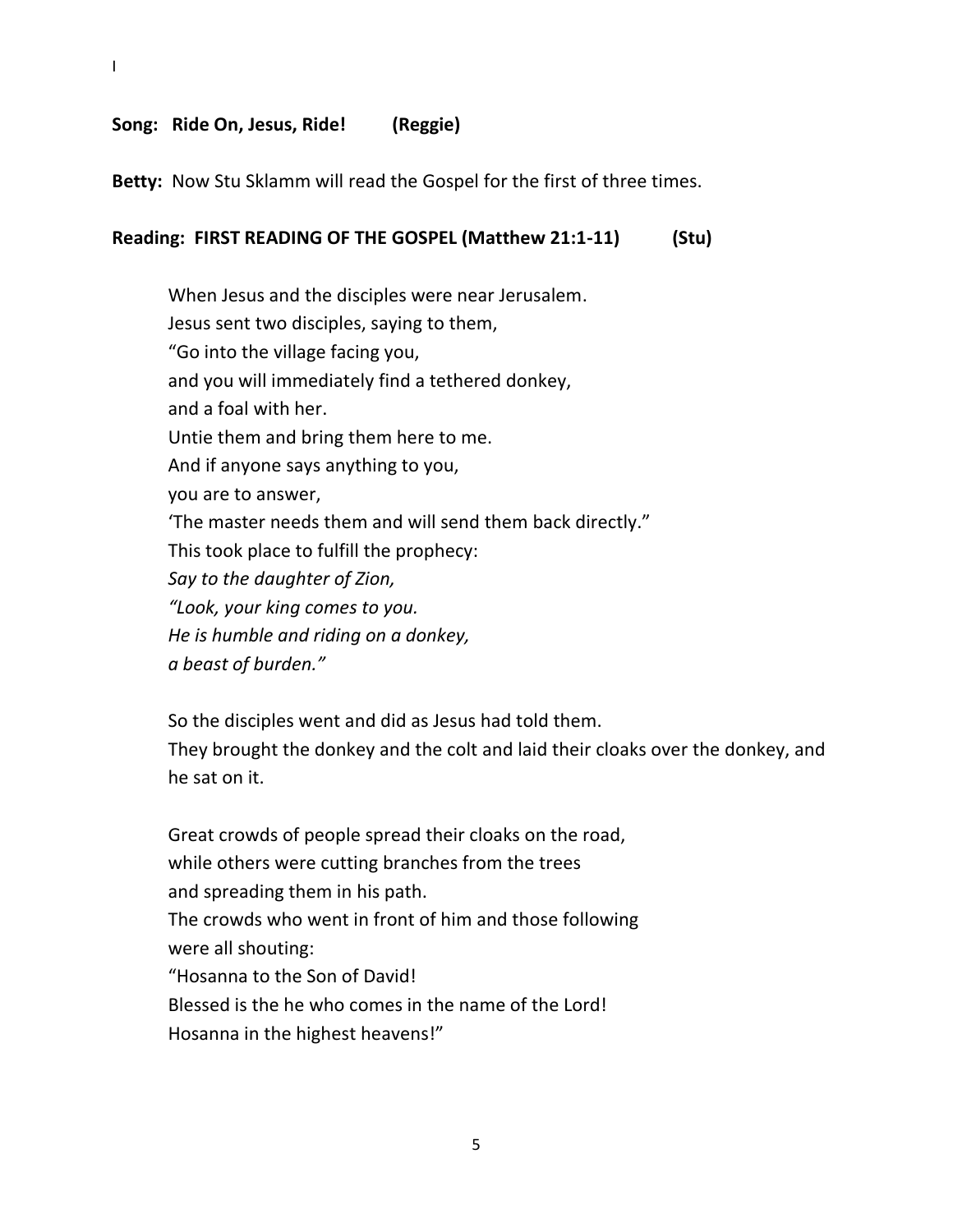I

**Song: Ride On, Jesus, Ride! (Reggie)**

**Betty:** Now Stu Sklamm will read the Gospel for the first of three times.

**Reading: FIRST READING OF THE GOSPEL (Matthew 21:1-11) (Stu)**

When Jesus and the disciples were near Jerusalem.
Jesus sent two disciples, saying to them,
"Go into the village facing you,
and you will immediately find a tethered donkey,
and a foal with her.
Untie them and bring them here to me.
And if anyone says anything to you,
you are to answer,
'The master needs them and will send them back directly."
This took place to fulfill the prophecy:
*Say to the daughter of Zion,*
*"Look, your king comes to you.*
*He is humble and riding on a donkey,*
*a beast of burden."*

So the disciples went and did as Jesus had told them.
They brought the donkey and the colt and laid their cloaks over the donkey, and he sat on it.

Great crowds of people spread their cloaks on the road,
while others were cutting branches from the trees
and spreading them in his path.
The crowds who went in front of him and those following
were all shouting:
"Hosanna to the Son of David!
Blessed is the he who comes in the name of the Lord!
Hosanna in the highest heavens!"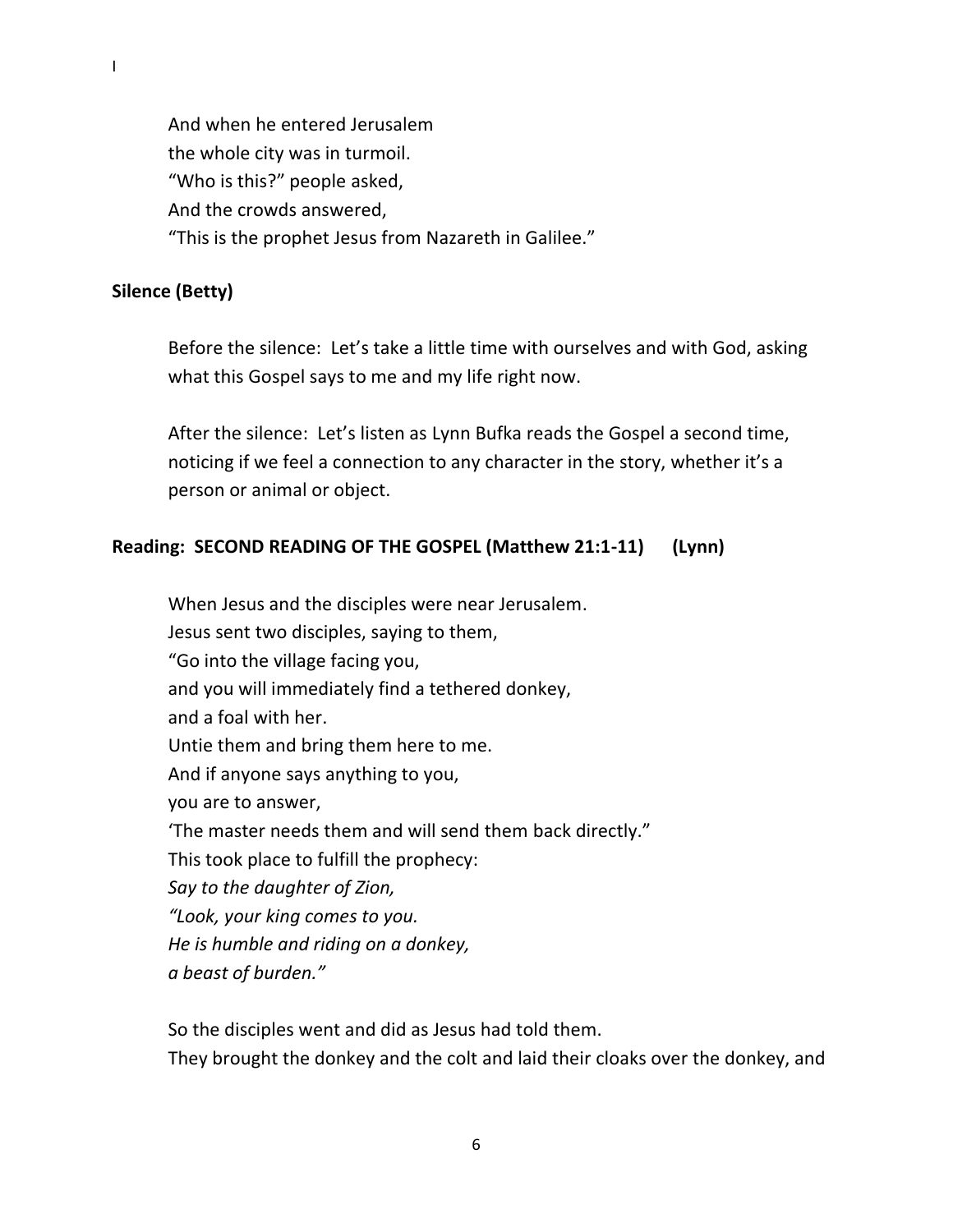I

And when he entered Jerusalem
the whole city was in turmoil.
"Who is this?" people asked,
And the crowds answered,
"This is the prophet Jesus from Nazareth in Galilee."

**Silence (Betty)**

Before the silence: Let's take a little time with ourselves and with God, asking what this Gospel says to me and my life right now.

After the silence: Let's listen as Lynn Bufka reads the Gospel a second time, noticing if we feel a connection to any character in the story, whether it's a person or animal or object.

**Reading: SECOND READING OF THE GOSPEL (Matthew 21:1-11) (Lynn)**

When Jesus and the disciples were near Jerusalem.
Jesus sent two disciples, saying to them,
"Go into the village facing you,
and you will immediately find a tethered donkey,
and a foal with her.
Untie them and bring them here to me.
And if anyone says anything to you,
you are to answer,
'The master needs them and will send them back directly."
This took place to fulfill the prophecy:
*Say to the daughter of Zion,*
*"Look, your king comes to you.*
*He is humble and riding on a donkey,*
*a beast of burden."*

So the disciples went and did as Jesus had told them.
They brought the donkey and the colt and laid their cloaks over the donkey, and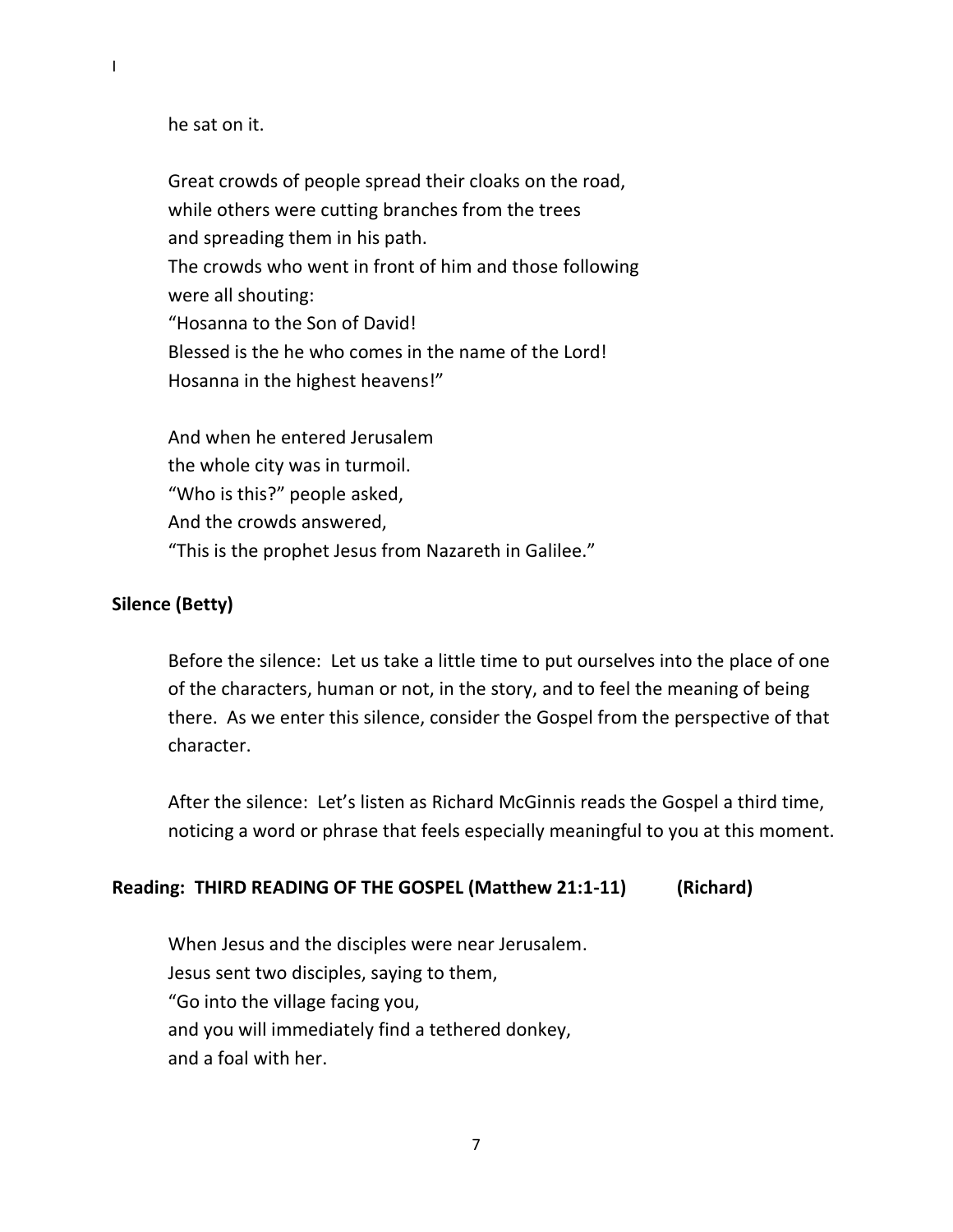I

he sat on it.

Great crowds of people spread their cloaks on the road,
while others were cutting branches from the trees
and spreading them in his path.
The crowds who went in front of him and those following
were all shouting:
"Hosanna to the Son of David!
Blessed is the he who comes in the name of the Lord!
Hosanna in the highest heavens!"

And when he entered Jerusalem
the whole city was in turmoil.
"Who is this?" people asked,
And the crowds answered,
"This is the prophet Jesus from Nazareth in Galilee."

**Silence (Betty)**

Before the silence: Let us take a little time to put ourselves into the place of one of the characters, human or not, in the story, and to feel the meaning of being there. As we enter this silence, consider the Gospel from the perspective of that character.

After the silence: Let's listen as Richard McGinnis reads the Gospel a third time, noticing a word or phrase that feels especially meaningful to you at this moment.

**Reading: THIRD READING OF THE GOSPEL (Matthew 21:1-11) (Richard)**

When Jesus and the disciples were near Jerusalem.
Jesus sent two disciples, saying to them,
"Go into the village facing you,
and you will immediately find a tethered donkey,
and a foal with her.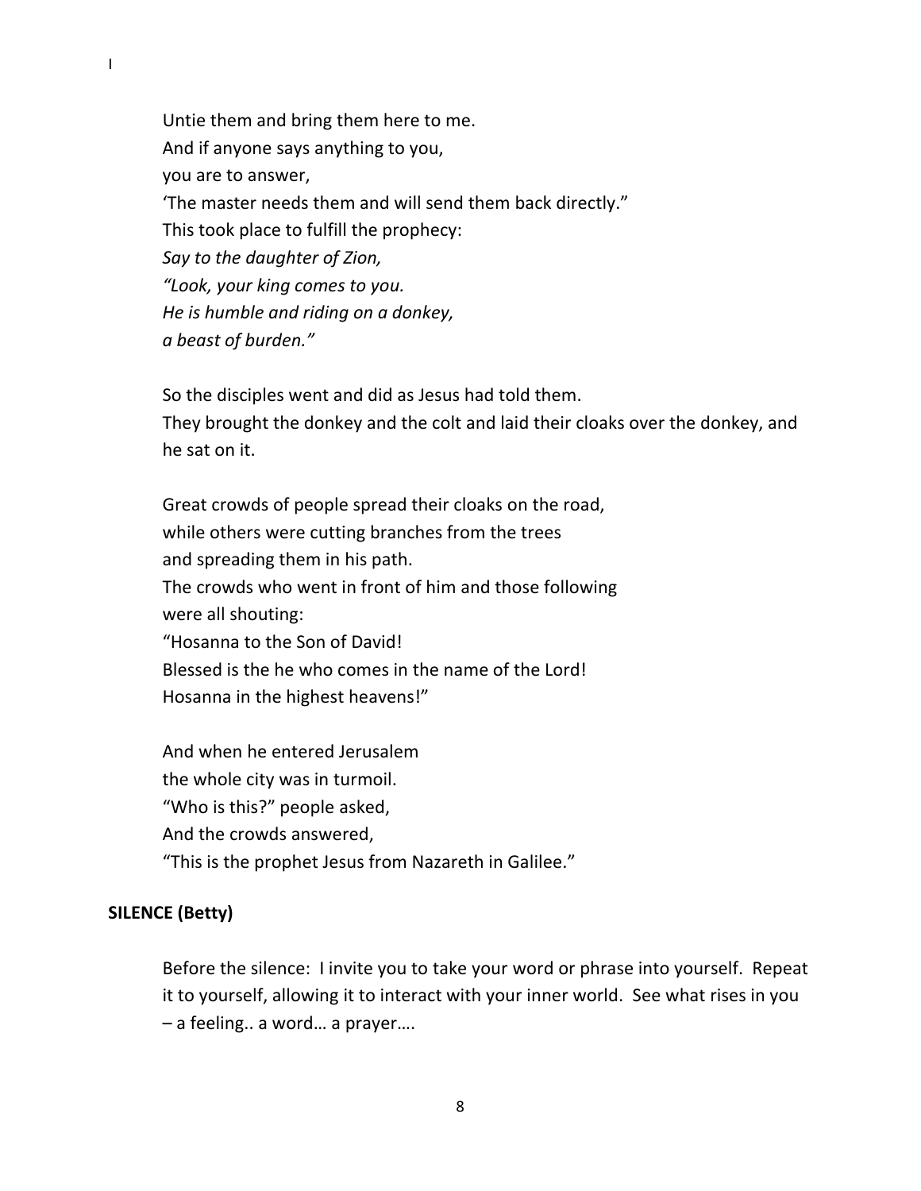I

Untie them and bring them here to me.  
And if anyone says anything to you,  
you are to answer,  
‘The master needs them and will send them back directly.”  
This took place to fulfill the prophecy:  
*Say to the daughter of Zion,*  
*“Look, your king comes to you.*  
*He is humble and riding on a donkey,*  
*a beast of burden.”*

So the disciples went and did as Jesus had told them.  
They brought the donkey and the colt and laid their cloaks over the donkey, and he sat on it.

Great crowds of people spread their cloaks on the road,  
while others were cutting branches from the trees  
and spreading them in his path.  
The crowds who went in front of him and those following  
were all shouting:  
“Hosanna to the Son of David!  
Blessed is the he who comes in the name of the Lord!  
Hosanna in the highest heavens!”

And when he entered Jerusalem  
the whole city was in turmoil.  
“Who is this?” people asked,  
And the crowds answered,  
“This is the prophet Jesus from Nazareth in Galilee.”

**SILENCE (Betty)**

Before the silence: I invite you to take your word or phrase into yourself. Repeat it to yourself, allowing it to interact with your inner world. See what rises in you – a feeling.. a word… a prayer….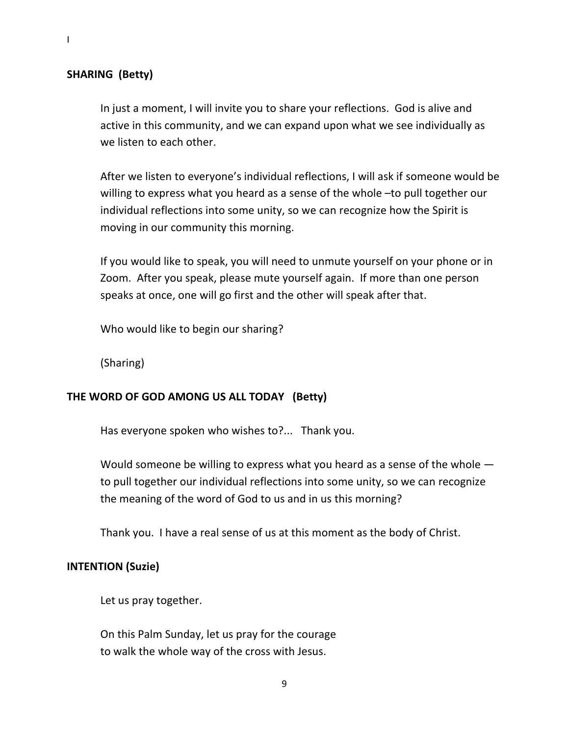I

**SHARING (Betty)**

In just a moment, I will invite you to share your reflections. God is alive and active in this community, and we can expand upon what we see individually as we listen to each other.

After we listen to everyone's individual reflections, I will ask if someone would be willing to express what you heard as a sense of the whole –to pull together our individual reflections into some unity, so we can recognize how the Spirit is moving in our community this morning.

If you would like to speak, you will need to unmute yourself on your phone or in Zoom. After you speak, please mute yourself again. If more than one person speaks at once, one will go first and the other will speak after that.

Who would like to begin our sharing?

(Sharing)

**THE WORD OF GOD AMONG US ALL TODAY (Betty)**

Has everyone spoken who wishes to?... Thank you.

Would someone be willing to express what you heard as a sense of the whole — to pull together our individual reflections into some unity, so we can recognize the meaning of the word of God to us and in us this morning?

Thank you. I have a real sense of us at this moment as the body of Christ.

**INTENTION (Suzie)**

Let us pray together.

On this Palm Sunday, let us pray for the courage
to walk the whole way of the cross with Jesus.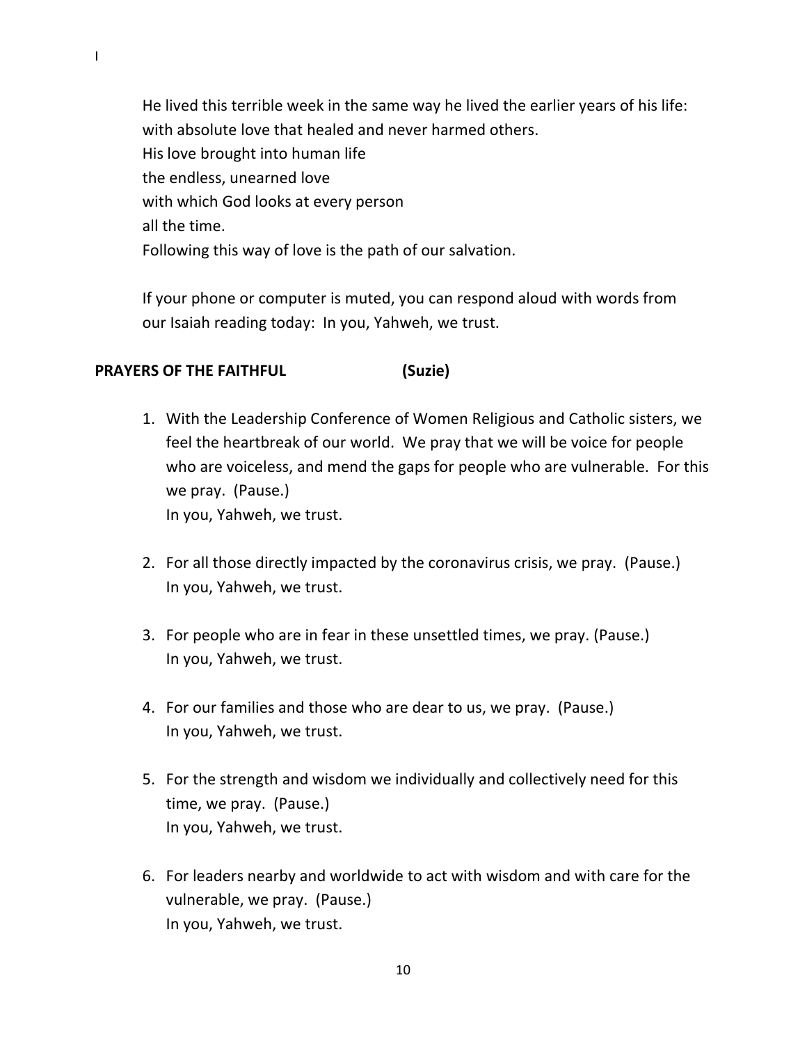He lived this terrible week in the same way he lived the earlier years of his life:
with absolute love that healed and never harmed others.
His love brought into human life
the endless, unearned love
with which God looks at every person
all the time.
Following this way of love is the path of our salvation.

If your phone or computer is muted, you can respond aloud with words from our Isaiah reading today: In you, Yahweh, we trust.

**PRAYERS OF THE FAITHFUL (Suzie)**

1. With the Leadership Conference of Women Religious and Catholic sisters, we feel the heartbreak of our world. We pray that we will be voice for people who are voiceless, and mend the gaps for people who are vulnerable. For this we pray. (Pause.)
   In you, Yahweh, we trust.

2. For all those directly impacted by the coronavirus crisis, we pray. (Pause.)
   In you, Yahweh, we trust.

3. For people who are in fear in these unsettled times, we pray. (Pause.)
   In you, Yahweh, we trust.

4. For our families and those who are dear to us, we pray. (Pause.)
   In you, Yahweh, we trust.

5. For the strength and wisdom we individually and collectively need for this time, we pray. (Pause.)
   In you, Yahweh, we trust.

6. For leaders nearby and worldwide to act with wisdom and with care for the vulnerable, we pray. (Pause.)
   In you, Yahweh, we trust.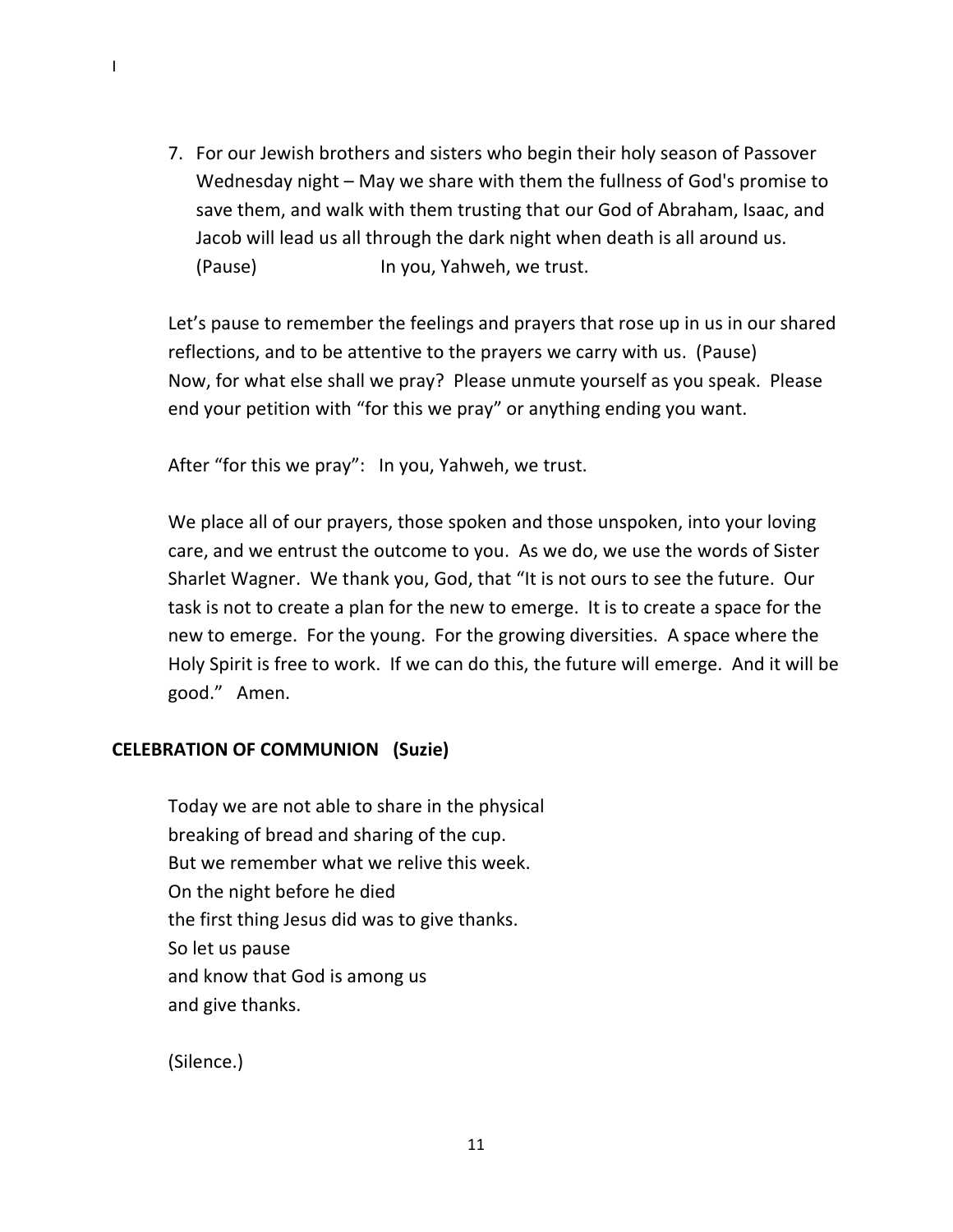7. For our Jewish brothers and sisters who begin their holy season of Passover Wednesday night – May we share with them the fullness of God's promise to save them, and walk with them trusting that our God of Abraham, Isaac, and Jacob will lead us all through the dark night when death is all around us. (Pause) In you, Yahweh, we trust.

Let's pause to remember the feelings and prayers that rose up in us in our shared reflections, and to be attentive to the prayers we carry with us. (Pause) Now, for what else shall we pray? Please unmute yourself as you speak. Please end your petition with "for this we pray" or anything ending you want.

After "for this we pray": In you, Yahweh, we trust.

We place all of our prayers, those spoken and those unspoken, into your loving care, and we entrust the outcome to you. As we do, we use the words of Sister Sharlet Wagner. We thank you, God, that "It is not ours to see the future. Our task is not to create a plan for the new to emerge. It is to create a space for the new to emerge. For the young. For the growing diversities. A space where the Holy Spirit is free to work. If we can do this, the future will emerge. And it will be good." Amen.

**CELEBRATION OF COMMUNION (Suzie)**

Today we are not able to share in the physical
breaking of bread and sharing of the cup.
But we remember what we relive this week.
On the night before he died
the first thing Jesus did was to give thanks.
So let us pause
and know that God is among us
and give thanks.

(Silence.)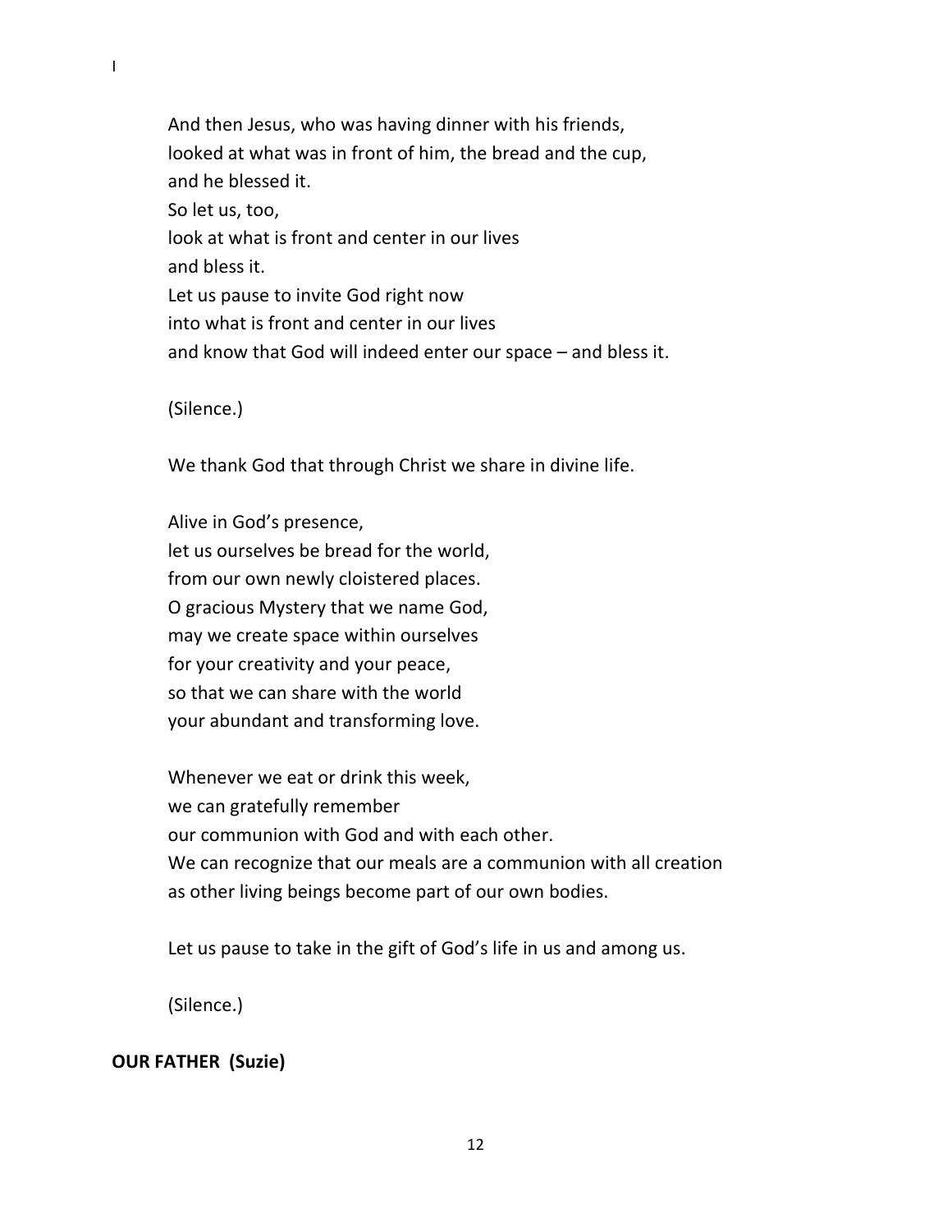I

And then Jesus, who was having dinner with his friends,
looked at what was in front of him, the bread and the cup,
and he blessed it.
So let us, too,
look at what is front and center in our lives
and bless it.
Let us pause to invite God right now
into what is front and center in our lives
and know that God will indeed enter our space – and bless it.

(Silence.)

We thank God that through Christ we share in divine life.

Alive in God's presence,
let us ourselves be bread for the world,
from our own newly cloistered places.
O gracious Mystery that we name God,
may we create space within ourselves
for your creativity and your peace,
so that we can share with the world
your abundant and transforming love.

Whenever we eat or drink this week,
we can gratefully remember
our communion with God and with each other.
We can recognize that our meals are a communion with all creation
as other living beings become part of our own bodies.

Let us pause to take in the gift of God's life in us and among us.

(Silence.)

**OUR FATHER (Suzie)**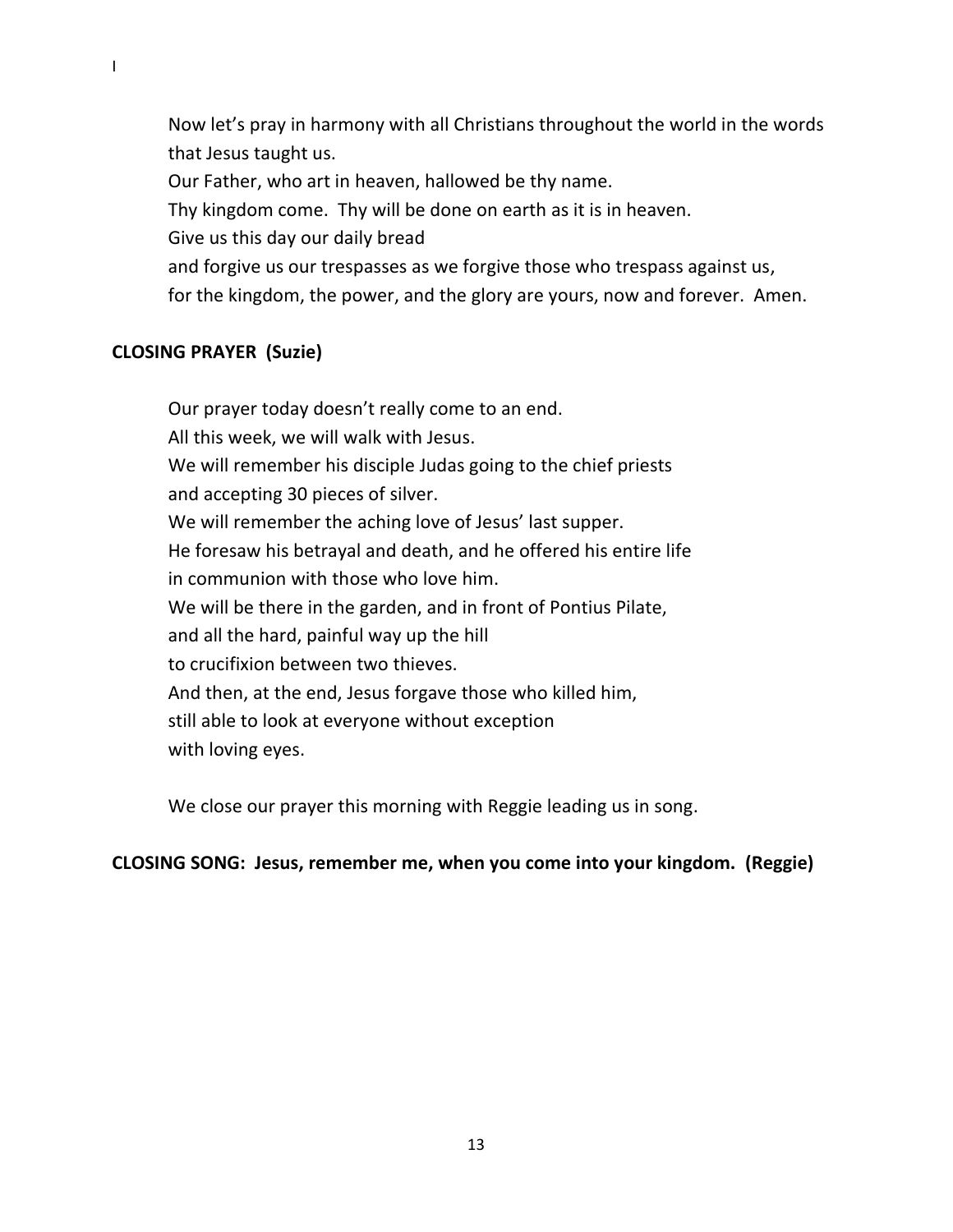I

Now let's pray in harmony with all Christians throughout the world in the words that Jesus taught us.
Our Father, who art in heaven, hallowed be thy name.
Thy kingdom come. Thy will be done on earth as it is in heaven.
Give us this day our daily bread
and forgive us our trespasses as we forgive those who trespass against us,
for the kingdom, the power, and the glory are yours, now and forever. Amen.

**CLOSING PRAYER (Suzie)**

Our prayer today doesn't really come to an end.
All this week, we will walk with Jesus.
We will remember his disciple Judas going to the chief priests
and accepting 30 pieces of silver.
We will remember the aching love of Jesus' last supper.
He foresaw his betrayal and death, and he offered his entire life
in communion with those who love him.
We will be there in the garden, and in front of Pontius Pilate,
and all the hard, painful way up the hill
to crucifixion between two thieves.
And then, at the end, Jesus forgave those who killed him,
still able to look at everyone without exception
with loving eyes.

We close our prayer this morning with Reggie leading us in song.

**CLOSING SONG: Jesus, remember me, when you come into your kingdom. (Reggie)**